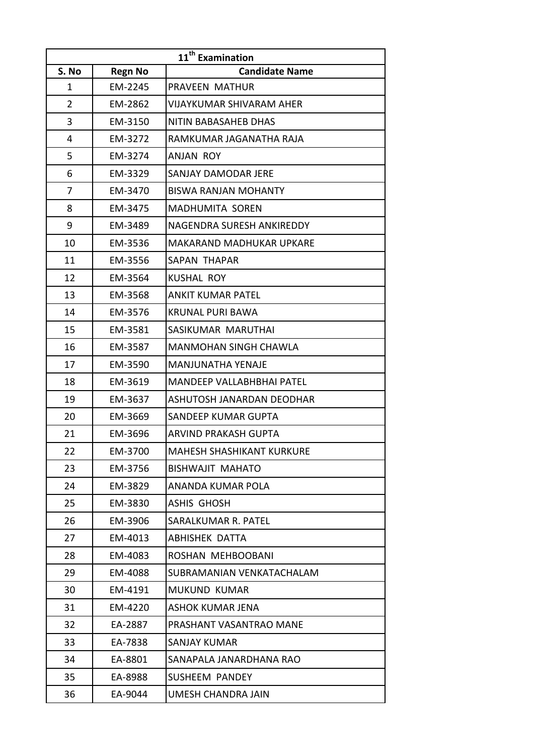| 11th Examination | | |
|---|---|---|
| S. No | Regn No | Candidate Name |
| 1 | EM-2245 | PRAVEEN MATHUR |
| 2 | EM-2862 | VIJAYKUMAR SHIVARAM AHER |
| 3 | EM-3150 | NITIN BABASAHEB DHAS |
| 4 | EM-3272 | RAMKUMAR JAGANATHA RAJA |
| 5 | EM-3274 | ANJAN ROY |
| 6 | EM-3329 | SANJAY DAMODAR JERE |
| 7 | EM-3470 | BISWA RANJAN MOHANTY |
| 8 | EM-3475 | MADHUMITA SOREN |
| 9 | EM-3489 | NAGENDRA SURESH ANKIREDDY |
| 10 | EM-3536 | MAKARAND MADHUKAR UPKARE |
| 11 | EM-3556 | SAPAN THAPAR |
| 12 | EM-3564 | KUSHAL ROY |
| 13 | EM-3568 | ANKIT KUMAR PATEL |
| 14 | EM-3576 | KRUNAL PURI BAWA |
| 15 | EM-3581 | SASIKUMAR MARUTHAI |
| 16 | EM-3587 | MANMOHAN SINGH CHAWLA |
| 17 | EM-3590 | MANJUNATHA YENAJE |
| 18 | EM-3619 | MANDEEP VALLABHBHAI PATEL |
| 19 | EM-3637 | ASHUTOSH JANARDAN DEODHAR |
| 20 | EM-3669 | SANDEEP KUMAR GUPTA |
| 21 | EM-3696 | ARVIND PRAKASH GUPTA |
| 22 | EM-3700 | MAHESH SHASHIKANT KURKURE |
| 23 | EM-3756 | BISHWAJIT MAHATO |
| 24 | EM-3829 | ANANDA KUMAR POLA |
| 25 | EM-3830 | ASHIS GHOSH |
| 26 | EM-3906 | SARALKUMAR R. PATEL |
| 27 | EM-4013 | ABHISHEK DATTA |
| 28 | EM-4083 | ROSHAN MEHBOOBANI |
| 29 | EM-4088 | SUBRAMANIAN VENKATACHALAM |
| 30 | EM-4191 | MUKUND KUMAR |
| 31 | EM-4220 | ASHOK KUMAR JENA |
| 32 | EA-2887 | PRASHANT VASANTRAO MANE |
| 33 | EA-7838 | SANJAY KUMAR |
| 34 | EA-8801 | SANAPALA JANARDHANA RAO |
| 35 | EA-8988 | SUSHEEM PANDEY |
| 36 | EA-9044 | UMESH CHANDRA JAIN |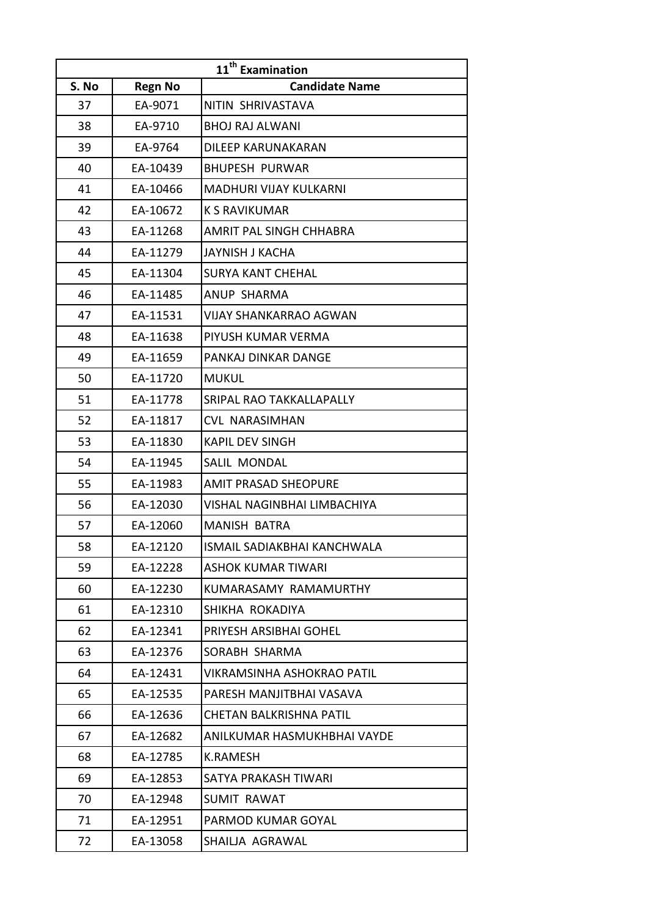| 11th Examination | | |
|---|---|---|
| S. No | Regn No | Candidate Name |
| 37 | EA-9071 | NITIN SHRIVASTAVA |
| 38 | EA-9710 | BHOJ RAJ ALWANI |
| 39 | EA-9764 | DILEEP KARUNAKARAN |
| 40 | EA-10439 | BHUPESH PURWAR |
| 41 | EA-10466 | MADHURI VIJAY KULKARNI |
| 42 | EA-10672 | K S RAVIKUMAR |
| 43 | EA-11268 | AMRIT PAL SINGH CHHABRA |
| 44 | EA-11279 | JAYNISH J KACHA |
| 45 | EA-11304 | SURYA KANT CHEHAL |
| 46 | EA-11485 | ANUP SHARMA |
| 47 | EA-11531 | VIJAY SHANKARRAO AGWAN |
| 48 | EA-11638 | PIYUSH KUMAR VERMA |
| 49 | EA-11659 | PANKAJ DINKAR DANGE |
| 50 | EA-11720 | MUKUL |
| 51 | EA-11778 | SRIPAL RAO TAKKALLAPALLY |
| 52 | EA-11817 | CVL NARASIMHAN |
| 53 | EA-11830 | KAPIL DEV SINGH |
| 54 | EA-11945 | SALIL MONDAL |
| 55 | EA-11983 | AMIT PRASAD SHEOPURE |
| 56 | EA-12030 | VISHAL NAGINBHAI LIMBACHIYA |
| 57 | EA-12060 | MANISH BATRA |
| 58 | EA-12120 | ISMAIL SADIAKBHAI KANCHWALA |
| 59 | EA-12228 | ASHOK KUMAR TIWARI |
| 60 | EA-12230 | KUMARASAMY RAMAMURTHY |
| 61 | EA-12310 | SHIKHA ROKADIYA |
| 62 | EA-12341 | PRIYESH ARSIBHAI GOHEL |
| 63 | EA-12376 | SORABH SHARMA |
| 64 | EA-12431 | VIKRAMSINHA ASHOKRAO PATIL |
| 65 | EA-12535 | PARESH MANJITBHAI VASAVA |
| 66 | EA-12636 | CHETAN BALKRISHNA PATIL |
| 67 | EA-12682 | ANILKUMAR HASMUKHBHAI VAYDE |
| 68 | EA-12785 | K.RAMESH |
| 69 | EA-12853 | SATYA PRAKASH TIWARI |
| 70 | EA-12948 | SUMIT RAWAT |
| 71 | EA-12951 | PARMOD KUMAR GOYAL |
| 72 | EA-13058 | SHAILJA AGRAWAL |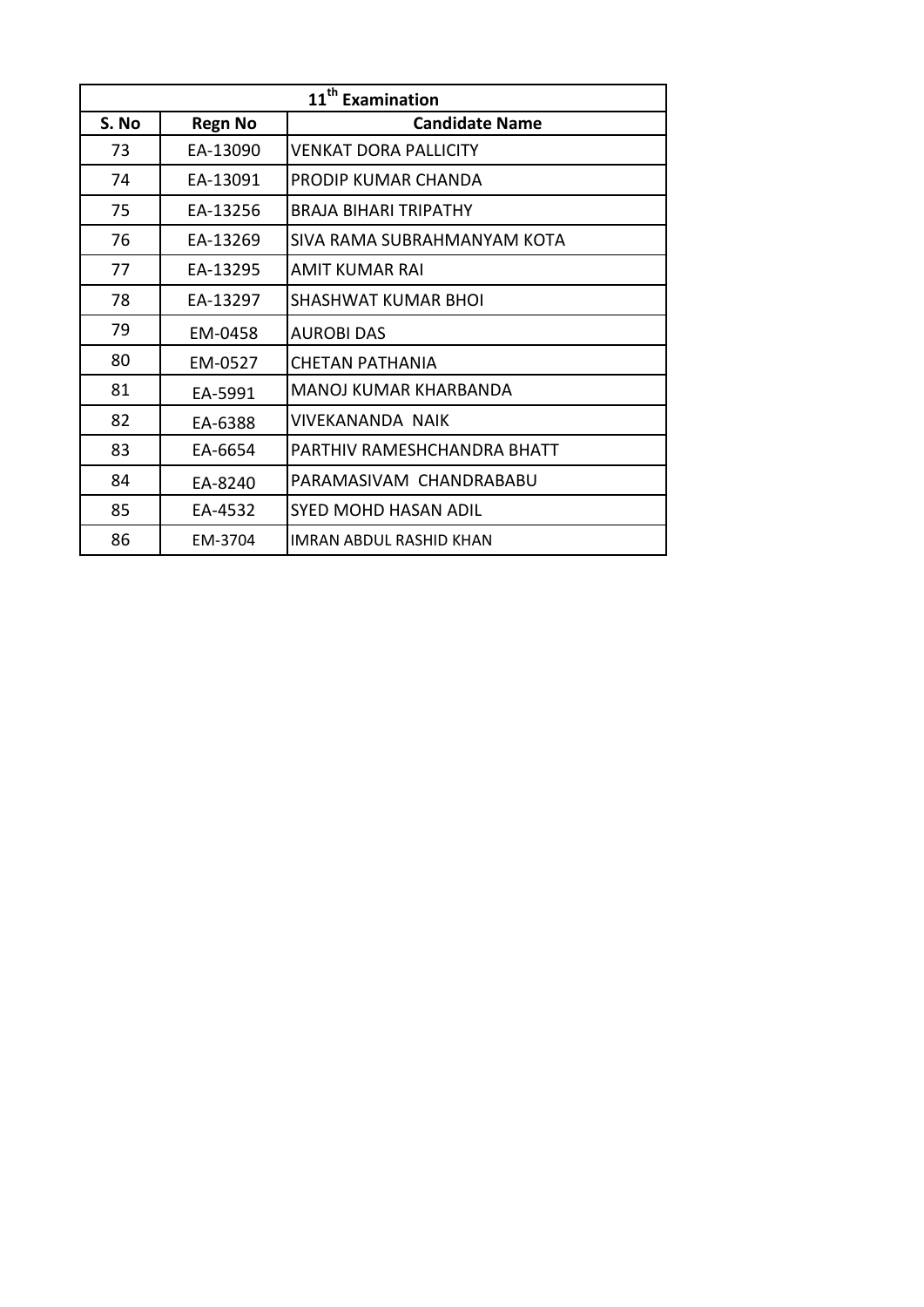| 11th Examination | | |
|---|---|---|
| S. No | Regn No | Candidate Name |
| 73 | EA-13090 | VENKAT DORA PALLICITY |
| 74 | EA-13091 | PRODIP KUMAR CHANDA |
| 75 | EA-13256 | BRAJA BIHARI TRIPATHY |
| 76 | EA-13269 | SIVA RAMA SUBRAHMANYAM KOTA |
| 77 | EA-13295 | AMIT KUMAR RAI |
| 78 | EA-13297 | SHASHWAT KUMAR BHOI |
| 79 | EM-0458 | AUROBI DAS |
| 80 | EM-0527 | CHETAN PATHANIA |
| 81 | EA-5991 | MANOJ KUMAR KHARBANDA |
| 82 | EA-6388 | VIVEKANANDA NAIK |
| 83 | EA-6654 | PARTHIV RAMESHCHANDRA BHATT |
| 84 | EA-8240 | PARAMASIVAM CHANDRABABU |
| 85 | EA-4532 | SYED MOHD HASAN ADIL |
| 86 | EM-3704 | IMRAN ABDUL RASHID KHAN |